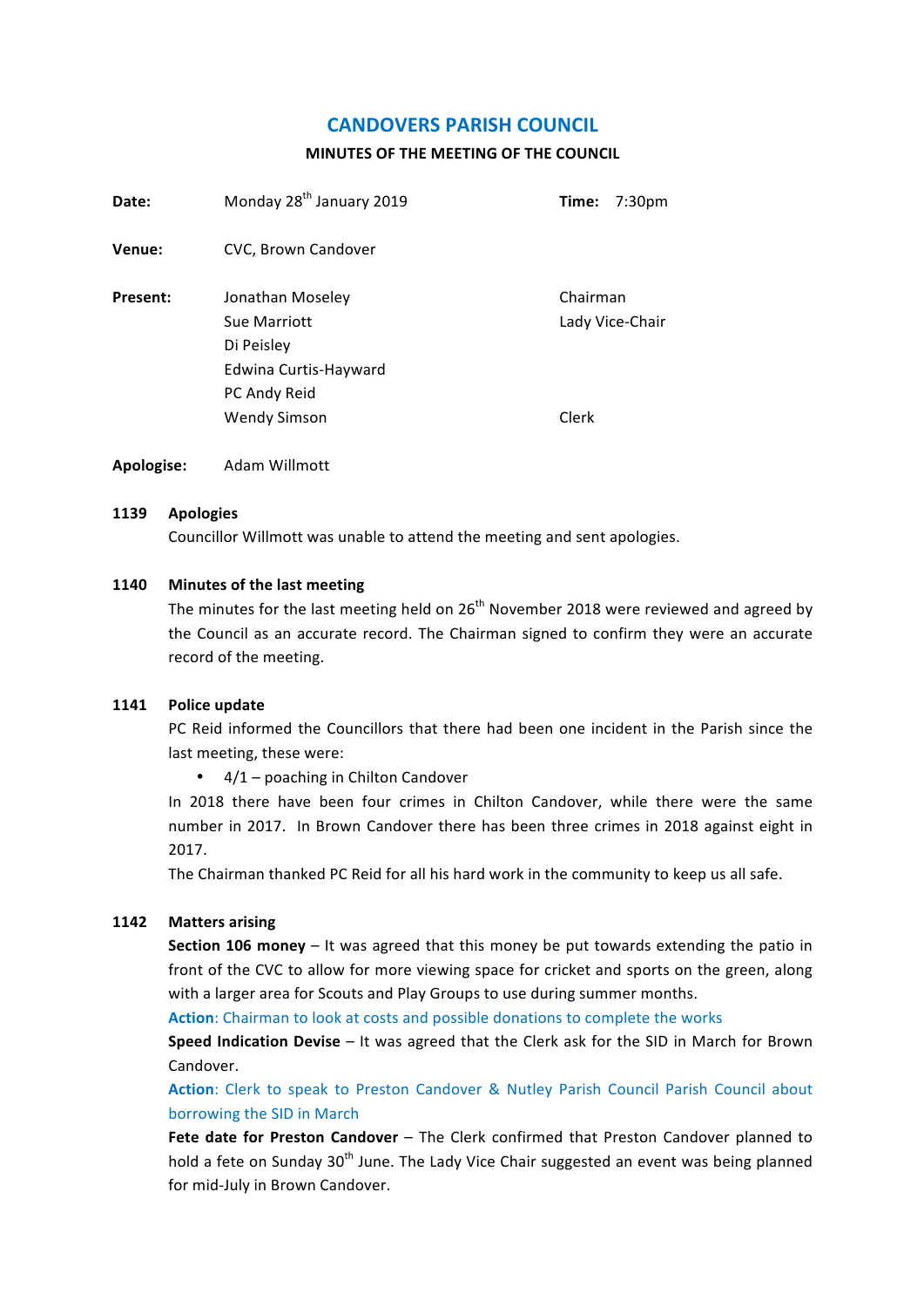# CANDOVERS PARISH COUNCIL

## MINUTES OF THE MEETING OF THE COUNCIL

**Date:** Monday 28th January 2019 **Time:** 7:30pm

**Venue:** CVC, Brown Candover

**Present:**

| | |
|---|---|
| Jonathan Moseley | Chairman |
| Sue Marriott | Lady Vice-Chair |
| Di Peisley | |
| Edwina Curtis-Hayward | |
| PC Andy Reid | |
| Wendy Simson | Clerk |

**Apologise:** Adam Willmott

**1139 Apologies**

Councillor Willmott was unable to attend the meeting and sent apologies.

**1140 Minutes of the last meeting**

The minutes for the last meeting held on 26th November 2018 were reviewed and agreed by the Council as an accurate record. The Chairman signed to confirm they were an accurate record of the meeting.

**1141 Police update**

PC Reid informed the Councillors that there had been one incident in the Parish since the last meeting, these were:

- 4/1 – poaching in Chilton Candover

In 2018 there have been four crimes in Chilton Candover, while there were the same number in 2017. In Brown Candover there has been three crimes in 2018 against eight in 2017.

The Chairman thanked PC Reid for all his hard work in the community to keep us all safe.

**1142 Matters arising**

**Section 106 money** – It was agreed that this money be put towards extending the patio in front of the CVC to allow for more viewing space for cricket and sports on the green, along with a larger area for Scouts and Play Groups to use during summer months.

**Action**: Chairman to look at costs and possible donations to complete the works

**Speed Indication Devise** – It was agreed that the Clerk ask for the SID in March for Brown Candover.

**Action**: Clerk to speak to Preston Candover & Nutley Parish Council Parish Council about borrowing the SID in March

**Fete date for Preston Candover** – The Clerk confirmed that Preston Candover planned to hold a fete on Sunday 30th June. The Lady Vice Chair suggested an event was being planned for mid-July in Brown Candover.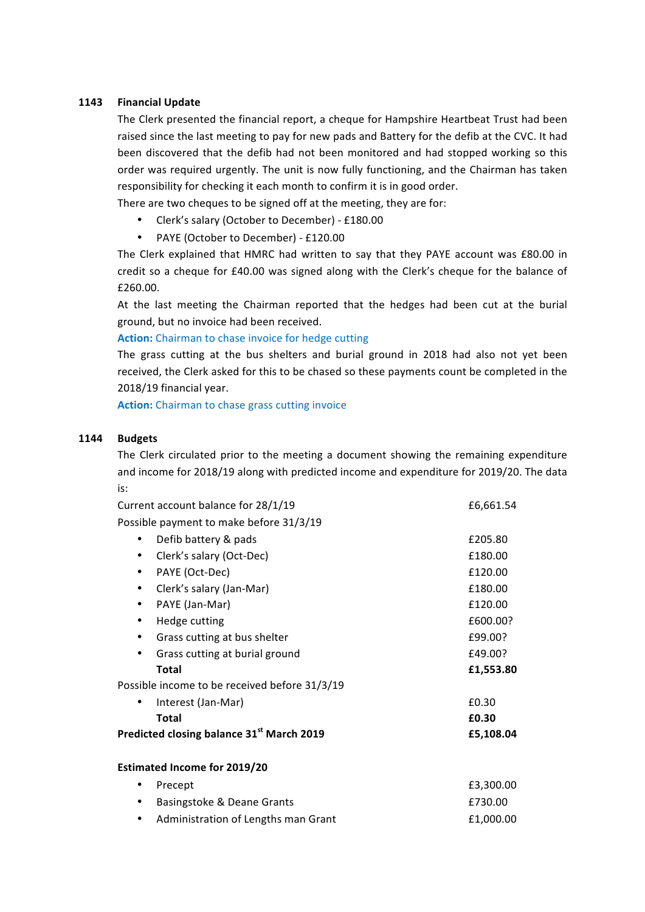**1143 Financial Update**

The Clerk presented the financial report, a cheque for Hampshire Heartbeat Trust had been raised since the last meeting to pay for new pads and Battery for the defib at the CVC. It had been discovered that the defib had not been monitored and had stopped working so this order was required urgently. The unit is now fully functioning, and the Chairman has taken responsibility for checking it each month to confirm it is in good order.

There are two cheques to be signed off at the meeting, they are for:

- Clerk's salary (October to December) - £180.00
- PAYE (October to December) - £120.00

The Clerk explained that HMRC had written to say that they PAYE account was £80.00 in credit so a cheque for £40.00 was signed along with the Clerk's cheque for the balance of £260.00.

At the last meeting the Chairman reported that the hedges had been cut at the burial ground, but no invoice had been received.

**Action:** Chairman to chase invoice for hedge cutting

The grass cutting at the bus shelters and burial ground in 2018 had also not yet been received, the Clerk asked for this to be chased so these payments count be completed in the 2018/19 financial year.

**Action:** Chairman to chase grass cutting invoice

**1144 Budgets**

The Clerk circulated prior to the meeting a document showing the remaining expenditure and income for 2018/19 along with predicted income and expenditure for 2019/20. The data is:

| | |
|---|---|
| Current account balance for 28/1/19 | £6,661.54 |
| Possible payment to make before 31/3/19 | |
| • Defib battery & pads | £205.80 |
| • Clerk's salary (Oct-Dec) | £180.00 |
| • PAYE (Oct-Dec) | £120.00 |
| • Clerk's salary (Jan-Mar) | £180.00 |
| • PAYE (Jan-Mar) | £120.00 |
| • Hedge cutting | £600.00? |
| • Grass cutting at bus shelter | £99.00? |
| • Grass cutting at burial ground | £49.00? |
| **Total** | **£1,553.80** |
| Possible income to be received before 31/3/19 | |
| • Interest (Jan-Mar) | £0.30 |
| **Total** | **£0.30** |
| **Predicted closing balance 31st March 2019** | **£5,108.04** |

**Estimated Income for 2019/20**

| | |
|---|---|
| • Precept | £3,300.00 |
| • Basingstoke & Deane Grants | £730.00 |
| • Administration of Lengths man Grant | £1,000.00 |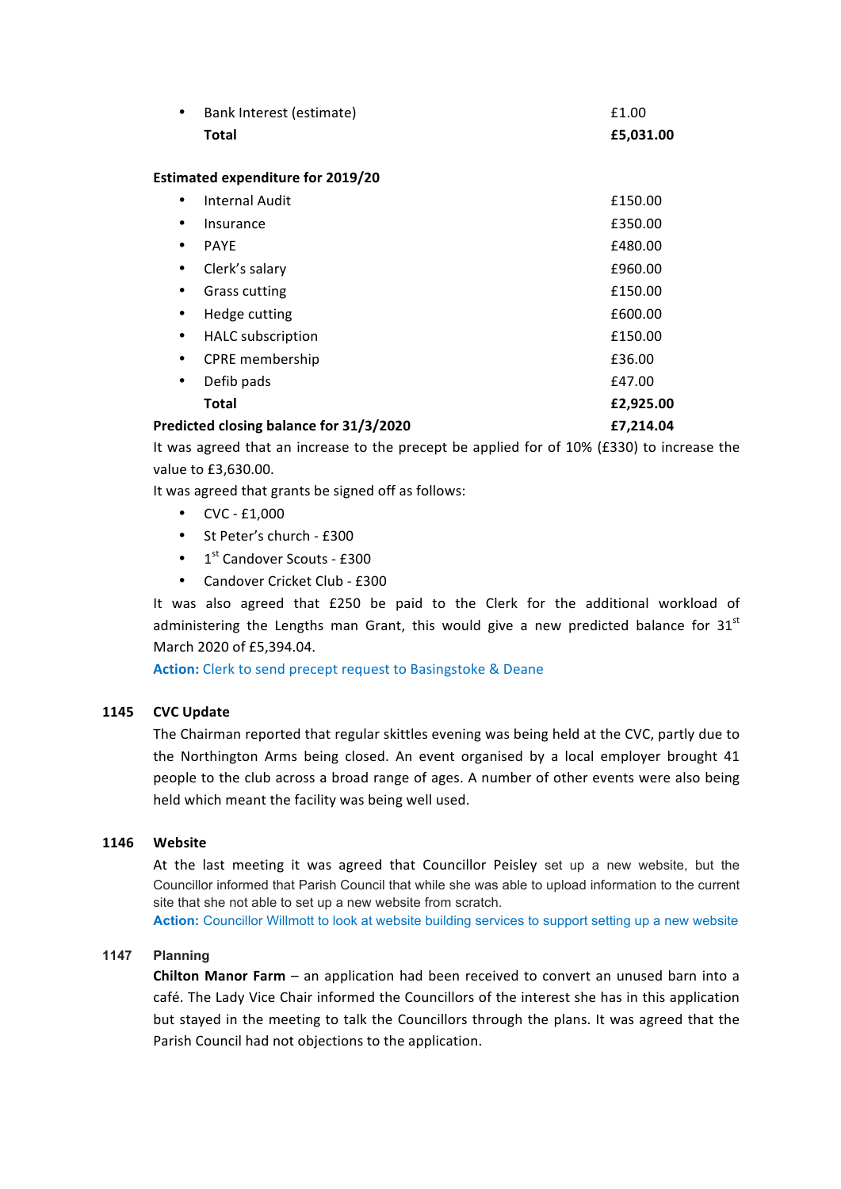- Bank Interest (estimate) £1.00

**Total** **£5,031.00**

**Estimated expenditure for 2019/20**

| Item | Amount |
|---|---|
| Internal Audit | £150.00 |
| Insurance | £350.00 |
| PAYE | £480.00 |
| Clerk's salary | £960.00 |
| Grass cutting | £150.00 |
| Hedge cutting | £600.00 |
| HALC subscription | £150.00 |
| CPRE membership | £36.00 |
| Defib pads | £47.00 |
| **Total** | **£2,925.00** |

**Predicted closing balance for 31/3/2020** **£7,214.04**

It was agreed that an increase to the precept be applied for of 10% (£330) to increase the value to £3,630.00.

It was agreed that grants be signed off as follows:

- CVC - £1,000
- St Peter's church - £300
- 1st Candover Scouts - £300
- Candover Cricket Club - £300

It was also agreed that £250 be paid to the Clerk for the additional workload of administering the Lengths man Grant, this would give a new predicted balance for 31st March 2020 of £5,394.04.

**Action:** Clerk to send precept request to Basingstoke & Deane

**1145 CVC Update**

The Chairman reported that regular skittles evening was being held at the CVC, partly due to the Northington Arms being closed. An event organised by a local employer brought 41 people to the club across a broad range of ages. A number of other events were also being held which meant the facility was being well used.

**1146 Website**

At the last meeting it was agreed that Councillor Peisley set up a new website, but the Councillor informed that Parish Council that while she was able to upload information to the current site that she not able to set up a new website from scratch.

**Action:** Councillor Willmott to look at website building services to support setting up a new website

**1147 Planning**

**Chilton Manor Farm** – an application had been received to convert an unused barn into a café. The Lady Vice Chair informed the Councillors of the interest she has in this application but stayed in the meeting to talk the Councillors through the plans. It was agreed that the Parish Council had not objections to the application.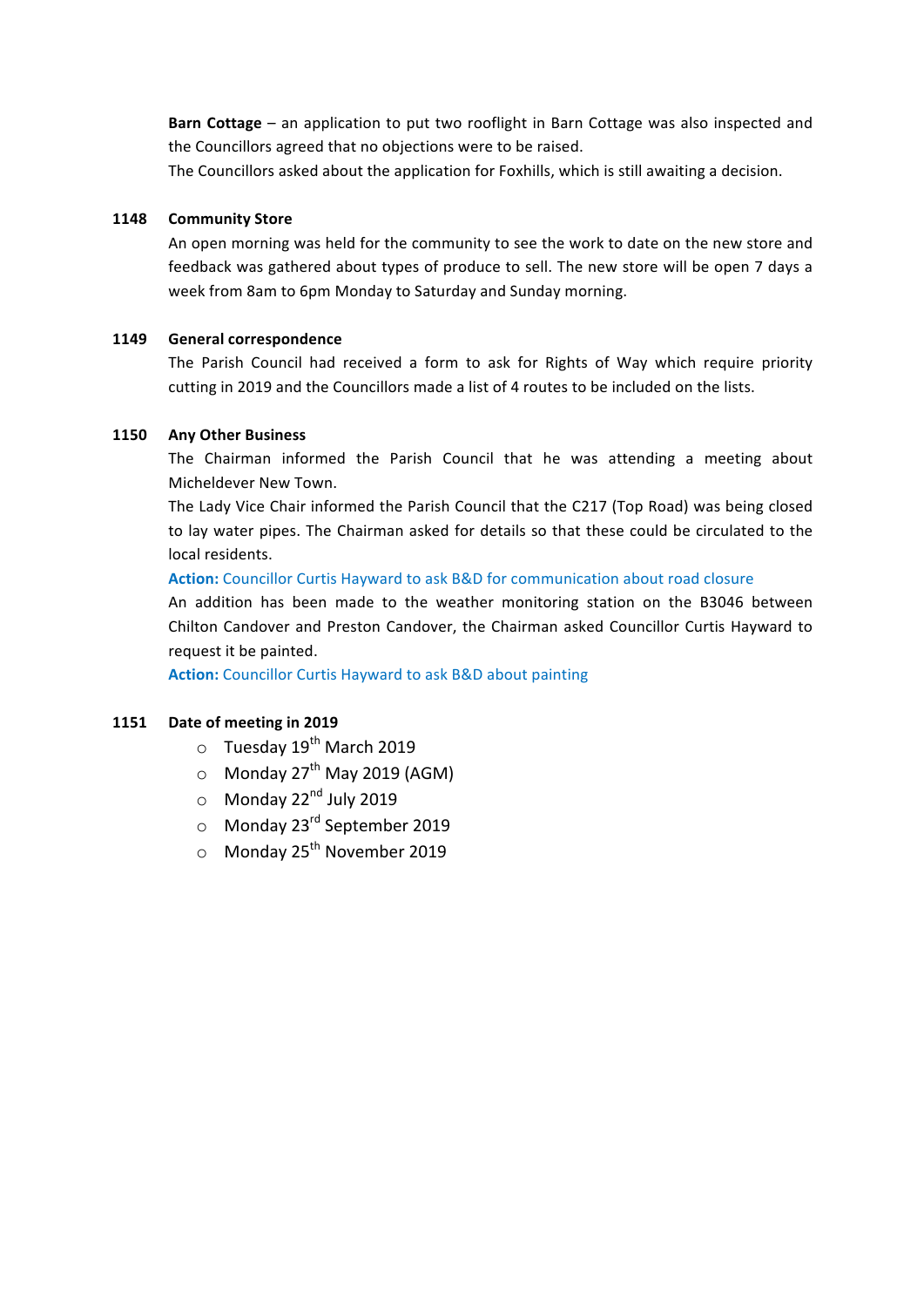**Barn Cottage** – an application to put two rooflight in Barn Cottage was also inspected and the Councillors agreed that no objections were to be raised.

The Councillors asked about the application for Foxhills, which is still awaiting a decision.

### 1148 Community Store

An open morning was held for the community to see the work to date on the new store and feedback was gathered about types of produce to sell. The new store will be open 7 days a week from 8am to 6pm Monday to Saturday and Sunday morning.

### 1149 General correspondence

The Parish Council had received a form to ask for Rights of Way which require priority cutting in 2019 and the Councillors made a list of 4 routes to be included on the lists.

### 1150 Any Other Business

The Chairman informed the Parish Council that he was attending a meeting about Micheldever New Town.

The Lady Vice Chair informed the Parish Council that the C217 (Top Road) was being closed to lay water pipes. The Chairman asked for details so that these could be circulated to the local residents.

**Action:** Councillor Curtis Hayward to ask B&D for communication about road closure

An addition has been made to the weather monitoring station on the B3046 between Chilton Candover and Preston Candover, the Chairman asked Councillor Curtis Hayward to request it be painted.

**Action:** Councillor Curtis Hayward to ask B&D about painting

### 1151 Date of meeting in 2019

- Tuesday 19th March 2019
- Monday 27th May 2019 (AGM)
- Monday 22nd July 2019
- Monday 23rd September 2019
- Monday 25th November 2019